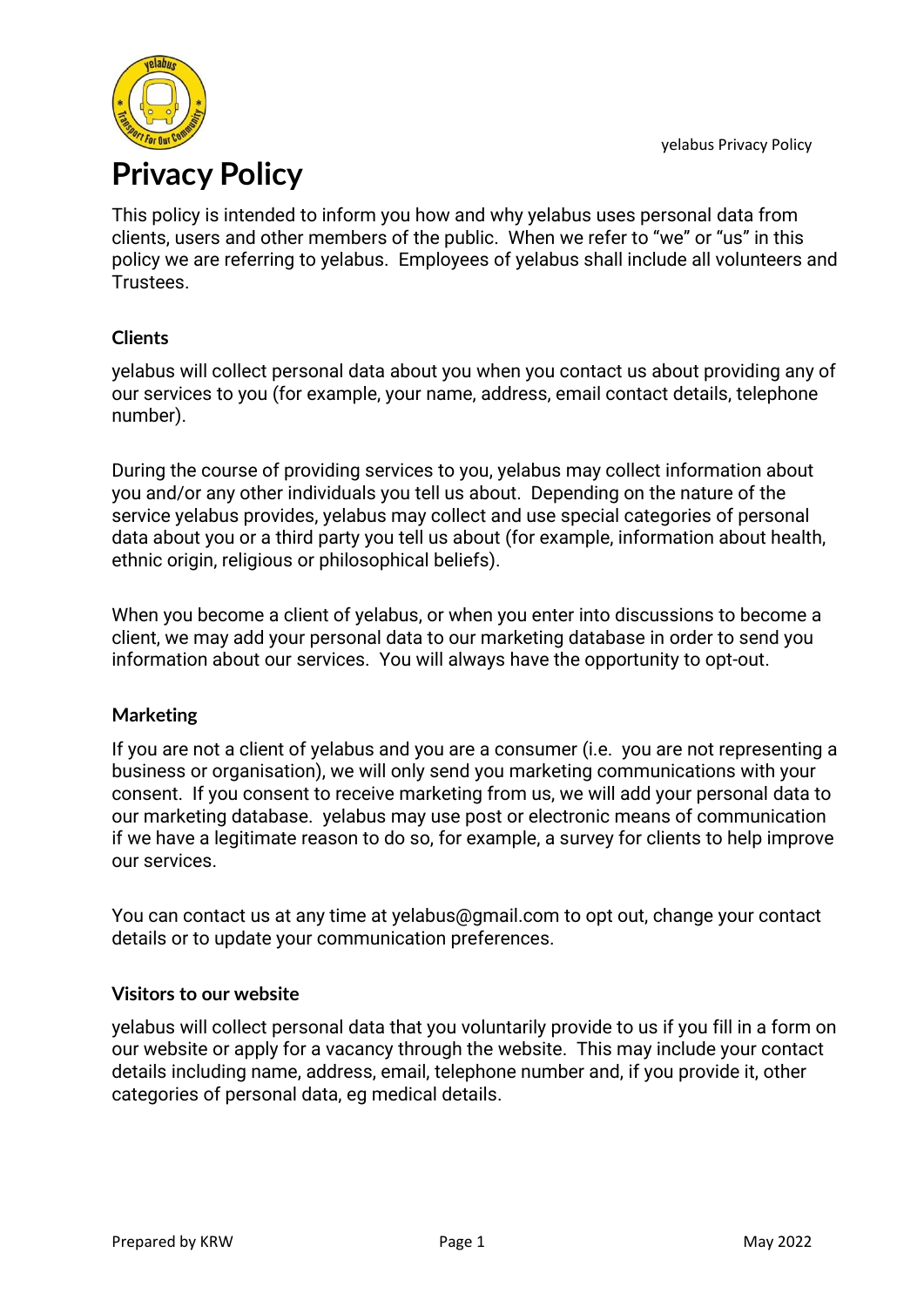# Privacy Policy

This policy is intended to inform you how and why yelabus uses personal data from clients, users and other members of the public. When we refer to "we" or "us" in this policy we are referring to yelabus. Employees of yelabus shall include all volunteers and Trustees.

### Clients

yelabus will collect personal data about you when you contact us about providing any of our services to you (for example, your name, address, email contact details, telephone number).

During the course of providing services to you, yelabus may collect information about you and/or any other individuals you tell us about. Depending on the nature of the service yelabus provides, yelabus may collect and use special categories of personal data about you or a third party you tell us about (for example, information about health, ethnic origin, religious or philosophical beliefs).

When you become a client of yelabus, or when you enter into discussions to become a client, we may add your personal data to our marketing database in order to send you information about our services. You will always have the opportunity to opt-out.

### Marketing

If you are not a client of yelabus and you are a consumer (i.e. you are not representing a business or organisation), we will only send you marketing communications with your consent. If you consent to receive marketing from us, we will add your personal data to our marketing database. yelabus may use post or electronic means of communication if we have a legitimate reason to do so, for example, a survey for clients to help improve our services.

You can contact us at any time at yelabus@gmail.com to opt out, change your contact details or to update your communication preferences.

### Visitors to our website

yelabus will collect personal data that you voluntarily provide to us if you fill in a form on our website or apply for a vacancy through the website. This may include your contact details including name, address, email, telephone number and, if you provide it, other categories of personal data, eg medical details.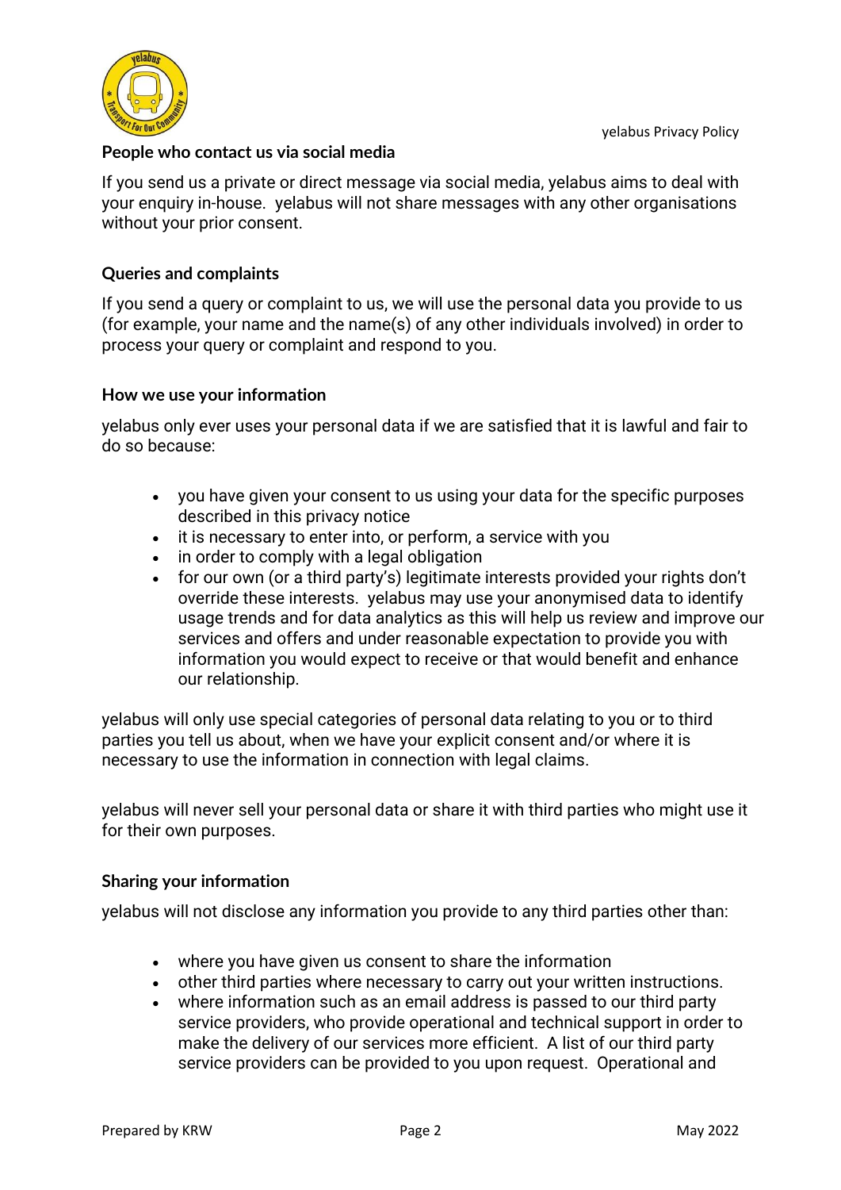### People who contact us via social media

If you send us a private or direct message via social media, yelabus aims to deal with your enquiry in-house. yelabus will not share messages with any other organisations without your prior consent.

### Queries and complaints

If you send a query or complaint to us, we will use the personal data you provide to us (for example, your name and the name(s) of any other individuals involved) in order to process your query or complaint and respond to you.

### How we use your information

yelabus only ever uses your personal data if we are satisfied that it is lawful and fair to do so because:

- you have given your consent to us using your data for the specific purposes described in this privacy notice
- it is necessary to enter into, or perform, a service with you
- in order to comply with a legal obligation
- for our own (or a third party's) legitimate interests provided your rights don't override these interests. yelabus may use your anonymised data to identify usage trends and for data analytics as this will help us review and improve our services and offers and under reasonable expectation to provide you with information you would expect to receive or that would benefit and enhance our relationship.

yelabus will only use special categories of personal data relating to you or to third parties you tell us about, when we have your explicit consent and/or where it is necessary to use the information in connection with legal claims.

yelabus will never sell your personal data or share it with third parties who might use it for their own purposes.

### Sharing your information

yelabus will not disclose any information you provide to any third parties other than:

- where you have given us consent to share the information
- other third parties where necessary to carry out your written instructions.
- where information such as an email address is passed to our third party service providers, who provide operational and technical support in order to make the delivery of our services more efficient. A list of our third party service providers can be provided to you upon request. Operational and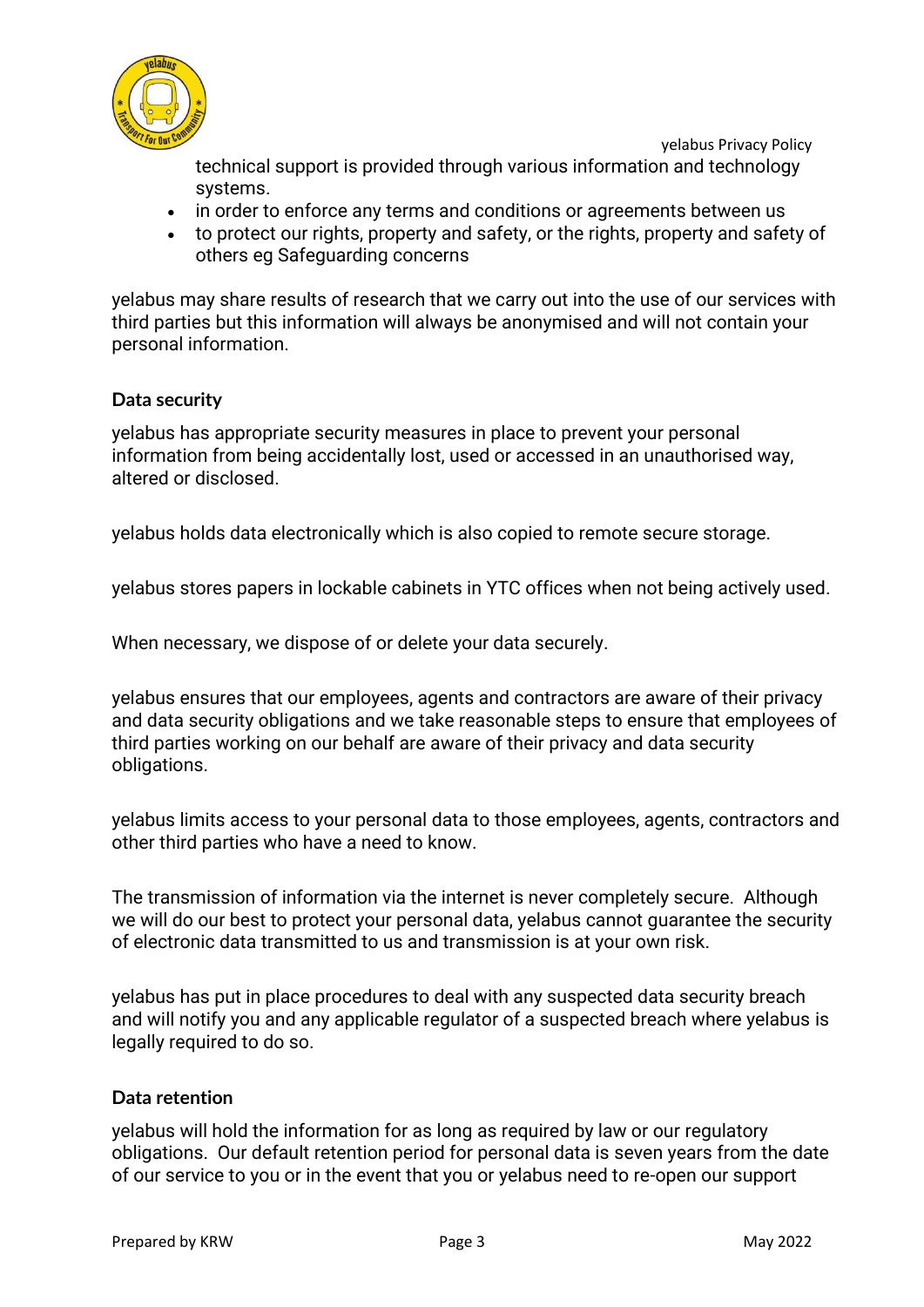technical support is provided through various information and technology systems.

- in order to enforce any terms and conditions or agreements between us
- to protect our rights, property and safety, or the rights, property and safety of others eg Safeguarding concerns

yelabus may share results of research that we carry out into the use of our services with third parties but this information will always be anonymised and will not contain your personal information.

### Data security

yelabus has appropriate security measures in place to prevent your personal information from being accidentally lost, used or accessed in an unauthorised way, altered or disclosed.

yelabus holds data electronically which is also copied to remote secure storage.

yelabus stores papers in lockable cabinets in YTC offices when not being actively used.

When necessary, we dispose of or delete your data securely.

yelabus ensures that our employees, agents and contractors are aware of their privacy and data security obligations and we take reasonable steps to ensure that employees of third parties working on our behalf are aware of their privacy and data security obligations.

yelabus limits access to your personal data to those employees, agents, contractors and other third parties who have a need to know.

The transmission of information via the internet is never completely secure. Although we will do our best to protect your personal data, yelabus cannot guarantee the security of electronic data transmitted to us and transmission is at your own risk.

yelabus has put in place procedures to deal with any suspected data security breach and will notify you and any applicable regulator of a suspected breach where yelabus is legally required to do so.

### Data retention

yelabus will hold the information for as long as required by law or our regulatory obligations. Our default retention period for personal data is seven years from the date of our service to you or in the event that you or yelabus need to re-open our support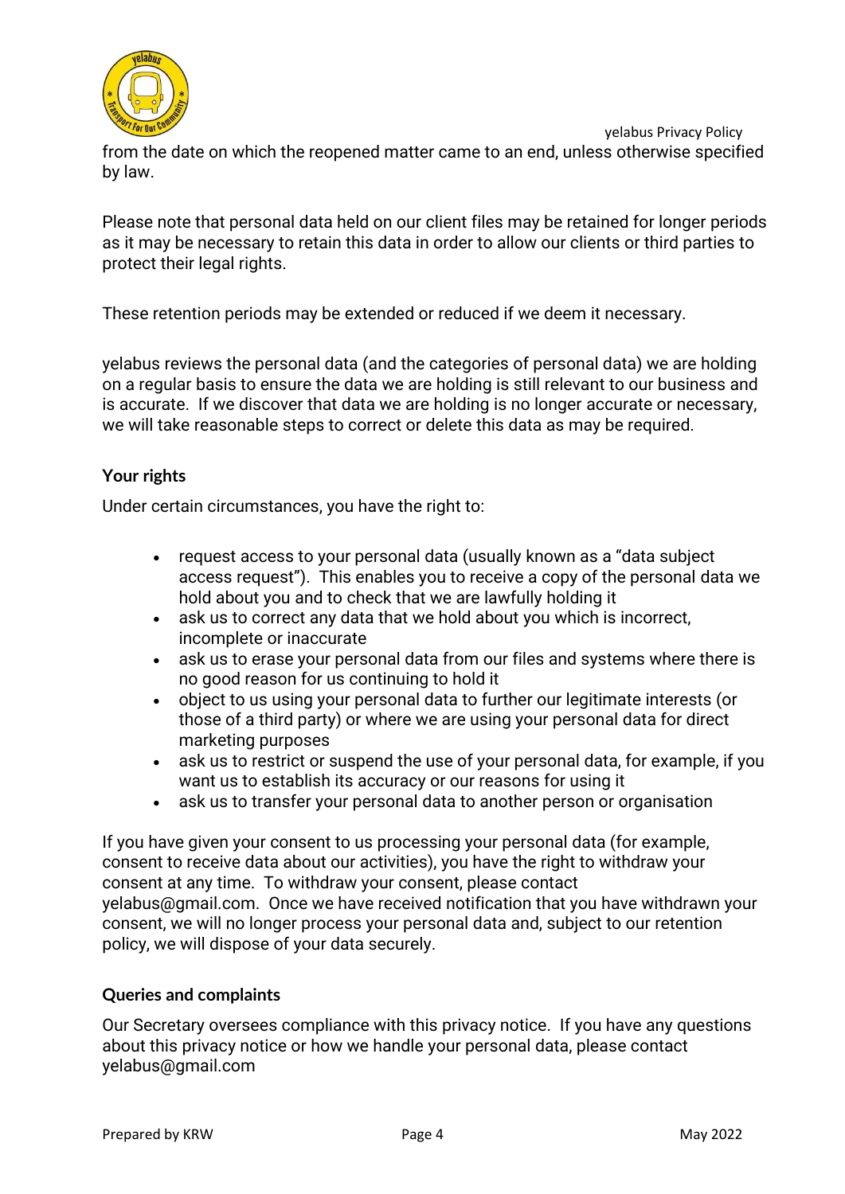from the date on which the reopened matter came to an end, unless otherwise specified by law.

Please note that personal data held on our client files may be retained for longer periods as it may be necessary to retain this data in order to allow our clients or third parties to protect their legal rights.

These retention periods may be extended or reduced if we deem it necessary.

yelabus reviews the personal data (and the categories of personal data) we are holding on a regular basis to ensure the data we are holding is still relevant to our business and is accurate. If we discover that data we are holding is no longer accurate or necessary, we will take reasonable steps to correct or delete this data as may be required.

### Your rights

Under certain circumstances, you have the right to:

- request access to your personal data (usually known as a "data subject access request"). This enables you to receive a copy of the personal data we hold about you and to check that we are lawfully holding it
- ask us to correct any data that we hold about you which is incorrect, incomplete or inaccurate
- ask us to erase your personal data from our files and systems where there is no good reason for us continuing to hold it
- object to us using your personal data to further our legitimate interests (or those of a third party) or where we are using your personal data for direct marketing purposes
- ask us to restrict or suspend the use of your personal data, for example, if you want us to establish its accuracy or our reasons for using it
- ask us to transfer your personal data to another person or organisation

If you have given your consent to us processing your personal data (for example, consent to receive data about our activities), you have the right to withdraw your consent at any time. To withdraw your consent, please contact yelabus@gmail.com. Once we have received notification that you have withdrawn your consent, we will no longer process your personal data and, subject to our retention policy, we will dispose of your data securely.

### Queries and complaints

Our Secretary oversees compliance with this privacy notice. If you have any questions about this privacy notice or how we handle your personal data, please contact yelabus@gmail.com